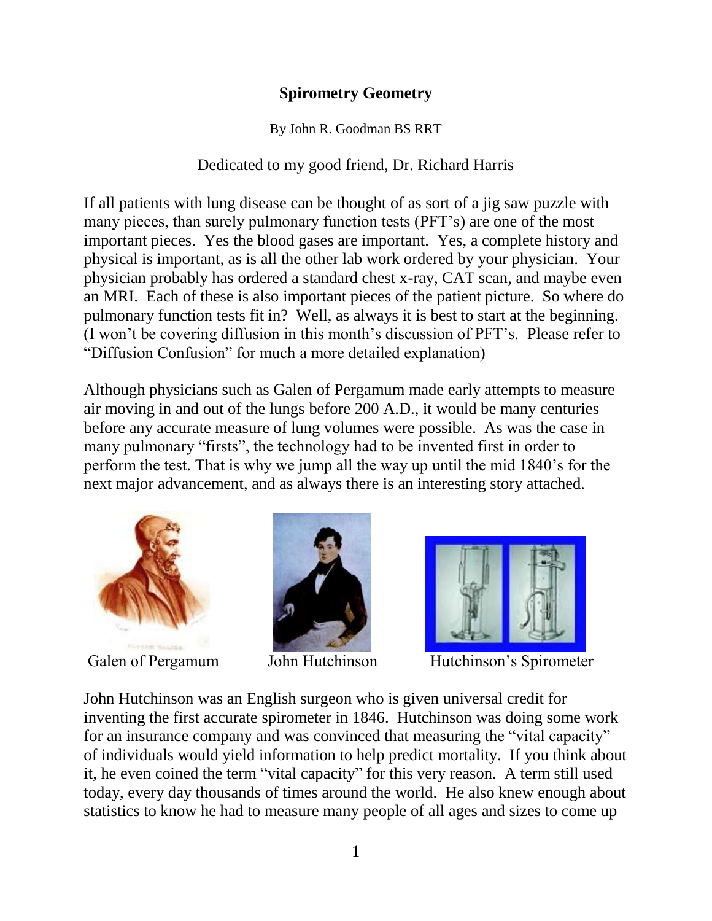# Spirometry Geometry

By John R. Goodman BS RRT

Dedicated to my good friend, Dr. Richard Harris

If all patients with lung disease can be thought of as sort of a jig saw puzzle with many pieces, than surely pulmonary function tests (PFT's) are one of the most important pieces. Yes the blood gases are important. Yes, a complete history and physical is important, as is all the other lab work ordered by your physician. Your physician probably has ordered a standard chest x-ray, CAT scan, and maybe even an MRI. Each of these is also important pieces of the patient picture. So where do pulmonary function tests fit in? Well, as always it is best to start at the beginning. (I won't be covering diffusion in this month's discussion of PFT's. Please refer to "Diffusion Confusion" for much a more detailed explanation)

Although physicians such as Galen of Pergamum made early attempts to measure air moving in and out of the lungs before 200 A.D., it would be many centuries before any accurate measure of lung volumes were possible. As was the case in many pulmonary "firsts", the technology had to be invented first in order to perform the test. That is why we jump all the way up until the mid 1840's for the next major advancement, and as always there is an interesting story attached.

Galen of Pergamum

John Hutchinson

Hutchinson's Spirometer

John Hutchinson was an English surgeon who is given universal credit for inventing the first accurate spirometer in 1846. Hutchinson was doing some work for an insurance company and was convinced that measuring the "vital capacity" of individuals would yield information to help predict mortality. If you think about it, he even coined the term "vital capacity" for this very reason. A term still used today, every day thousands of times around the world. He also knew enough about statistics to know he had to measure many people of all ages and sizes to come up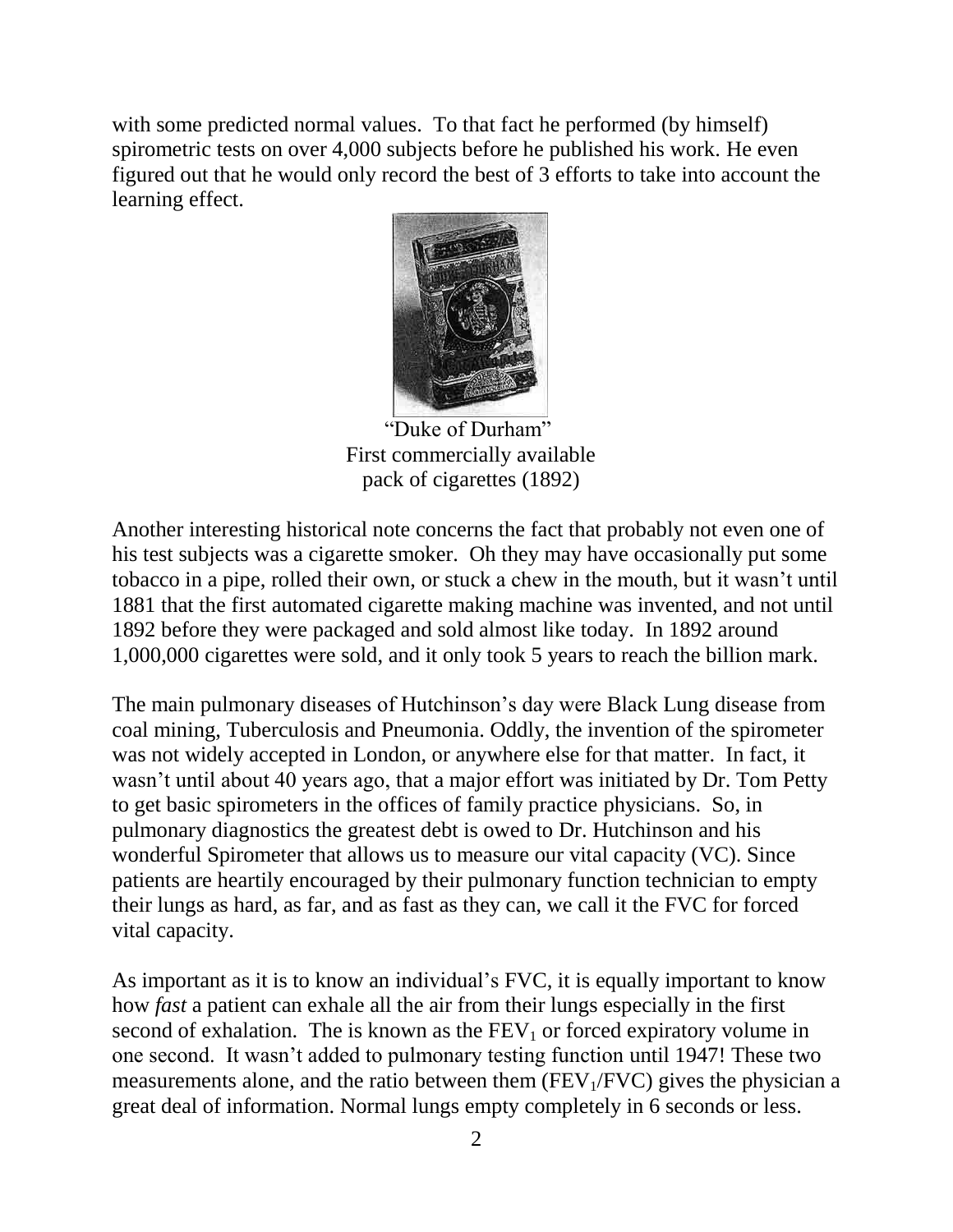with some predicted normal values. To that fact he performed (by himself) spirometric tests on over 4,000 subjects before he published his work. He even figured out that he would only record the best of 3 efforts to take into account the learning effect.

"Duke of Durham"
First commercially available
pack of cigarettes (1892)

Another interesting historical note concerns the fact that probably not even one of his test subjects was a cigarette smoker. Oh they may have occasionally put some tobacco in a pipe, rolled their own, or stuck a chew in the mouth, but it wasn't until 1881 that the first automated cigarette making machine was invented, and not until 1892 before they were packaged and sold almost like today. In 1892 around 1,000,000 cigarettes were sold, and it only took 5 years to reach the billion mark.

The main pulmonary diseases of Hutchinson's day were Black Lung disease from coal mining, Tuberculosis and Pneumonia. Oddly, the invention of the spirometer was not widely accepted in London, or anywhere else for that matter. In fact, it wasn't until about 40 years ago, that a major effort was initiated by Dr. Tom Petty to get basic spirometers in the offices of family practice physicians. So, in pulmonary diagnostics the greatest debt is owed to Dr. Hutchinson and his wonderful Spirometer that allows us to measure our vital capacity (VC). Since patients are heartily encouraged by their pulmonary function technician to empty their lungs as hard, as far, and as fast as they can, we call it the FVC for forced vital capacity.

As important as it is to know an individual's FVC, it is equally important to know how *fast* a patient can exhale all the air from their lungs especially in the first second of exhalation. The is known as the $FEV_1$ or forced expiratory volume in one second. It wasn't added to pulmonary testing function until 1947! These two measurements alone, and the ratio between them ($FEV_1/FVC$) gives the physician a great deal of information. Normal lungs empty completely in 6 seconds or less.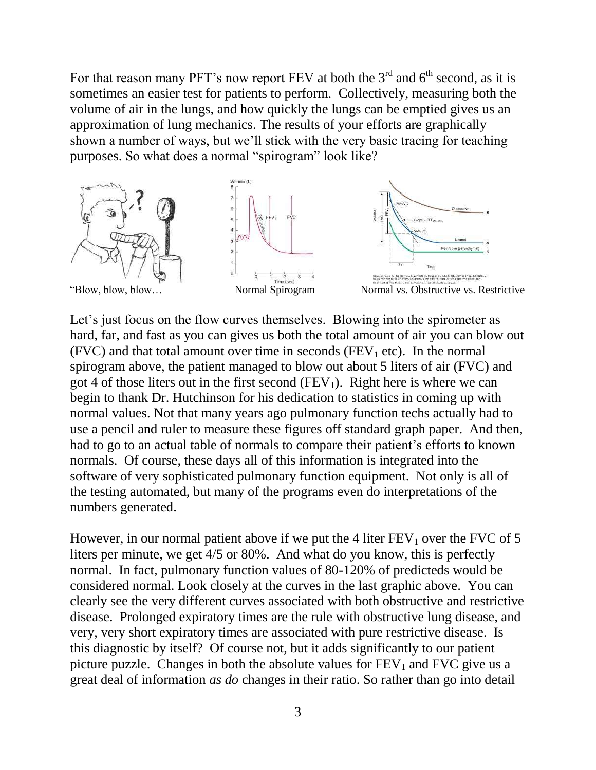For that reason many PFT's now report FEV at both the 3rd and 6th second, as it is sometimes an easier test for patients to perform. Collectively, measuring both the volume of air in the lungs, and how quickly the lungs can be emptied gives us an approximation of lung mechanics. The results of your efforts are graphically shown a number of ways, but we'll stick with the very basic tracing for teaching purposes. So what does a normal "spirogram" look like?

"Blow, blow, blow…

Volume (L)
8
7
6
5
4
3
2
1
0
0 1 2 3 4
Time (sec)
FEF 25–75%
$FEV_1$
FVC

Normal Spirogram

75% VC
Obstructive
B
Slope = $FEF_{25-75\%}$
25% VC
Normal
A
Restrictive (parenchymal)
C
Volume
FVC
$FEV_1$
1 s
Time

Normal vs. Obstructive vs. Restrictive

Let's just focus on the flow curves themselves. Blowing into the spirometer as hard, far, and fast as you can gives us both the total amount of air you can blow out (FVC) and that total amount over time in seconds ($FEV_1$ etc). In the normal spirogram above, the patient managed to blow out about 5 liters of air (FVC) and got 4 of those liters out in the first second ($FEV_1$). Right here is where we can begin to thank Dr. Hutchinson for his dedication to statistics in coming up with normal values. Not that many years ago pulmonary function techs actually had to use a pencil and ruler to measure these figures off standard graph paper. And then, had to go to an actual table of normals to compare their patient's efforts to known normals. Of course, these days all of this information is integrated into the software of very sophisticated pulmonary function equipment. Not only is all of the testing automated, but many of the programs even do interpretations of the numbers generated.

However, in our normal patient above if we put the 4 liter $FEV_1$ over the FVC of 5 liters per minute, we get 4/5 or 80%. And what do you know, this is perfectly normal. In fact, pulmonary function values of 80-120% of predicteds would be considered normal. Look closely at the curves in the last graphic above. You can clearly see the very different curves associated with both obstructive and restrictive disease. Prolonged expiratory times are the rule with obstructive lung disease, and very, very short expiratory times are associated with pure restrictive disease. Is this diagnostic by itself? Of course not, but it adds significantly to our patient picture puzzle. Changes in both the absolute values for $FEV_1$ and FVC give us a great deal of information *as do* changes in their ratio. So rather than go into detail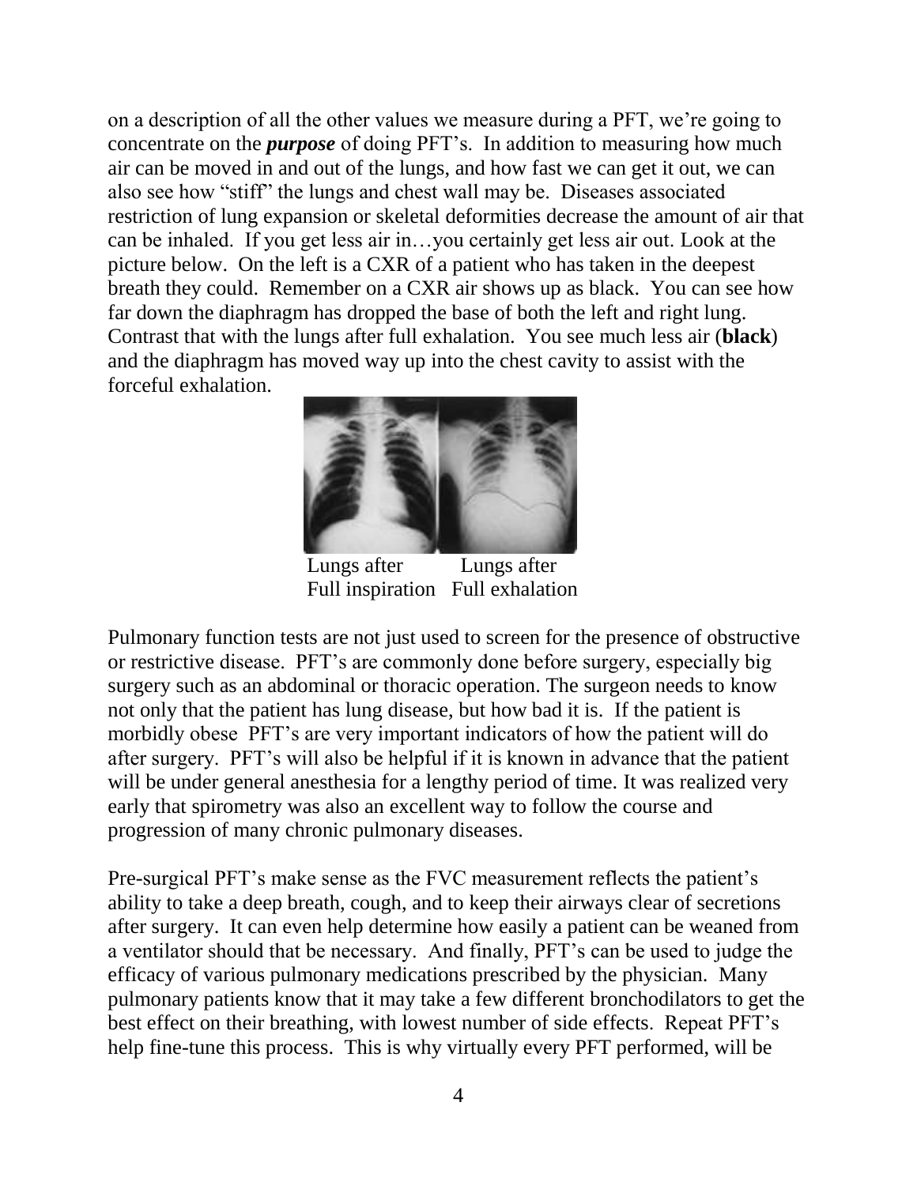on a description of all the other values we measure during a PFT, we're going to concentrate on the ***purpose*** of doing PFT's. In addition to measuring how much air can be moved in and out of the lungs, and how fast we can get it out, we can also see how "stiff" the lungs and chest wall may be. Diseases associated restriction of lung expansion or skeletal deformities decrease the amount of air that can be inhaled. If you get less air in…you certainly get less air out. Look at the picture below. On the left is a CXR of a patient who has taken in the deepest breath they could. Remember on a CXR air shows up as black. You can see how far down the diaphragm has dropped the base of both the left and right lung. Contrast that with the lungs after full exhalation. You see much less air (**black**) and the diaphragm has moved way up into the chest cavity to assist with the forceful exhalation.

Lungs after Full inspiration

Lungs after Full exhalation

Pulmonary function tests are not just used to screen for the presence of obstructive or restrictive disease. PFT's are commonly done before surgery, especially big surgery such as an abdominal or thoracic operation. The surgeon needs to know not only that the patient has lung disease, but how bad it is. If the patient is morbidly obese PFT's are very important indicators of how the patient will do after surgery. PFT's will also be helpful if it is known in advance that the patient will be under general anesthesia for a lengthy period of time. It was realized very early that spirometry was also an excellent way to follow the course and progression of many chronic pulmonary diseases.

Pre-surgical PFT's make sense as the FVC measurement reflects the patient's ability to take a deep breath, cough, and to keep their airways clear of secretions after surgery. It can even help determine how easily a patient can be weaned from a ventilator should that be necessary. And finally, PFT's can be used to judge the efficacy of various pulmonary medications prescribed by the physician. Many pulmonary patients know that it may take a few different bronchodilators to get the best effect on their breathing, with lowest number of side effects. Repeat PFT's help fine-tune this process. This is why virtually every PFT performed, will be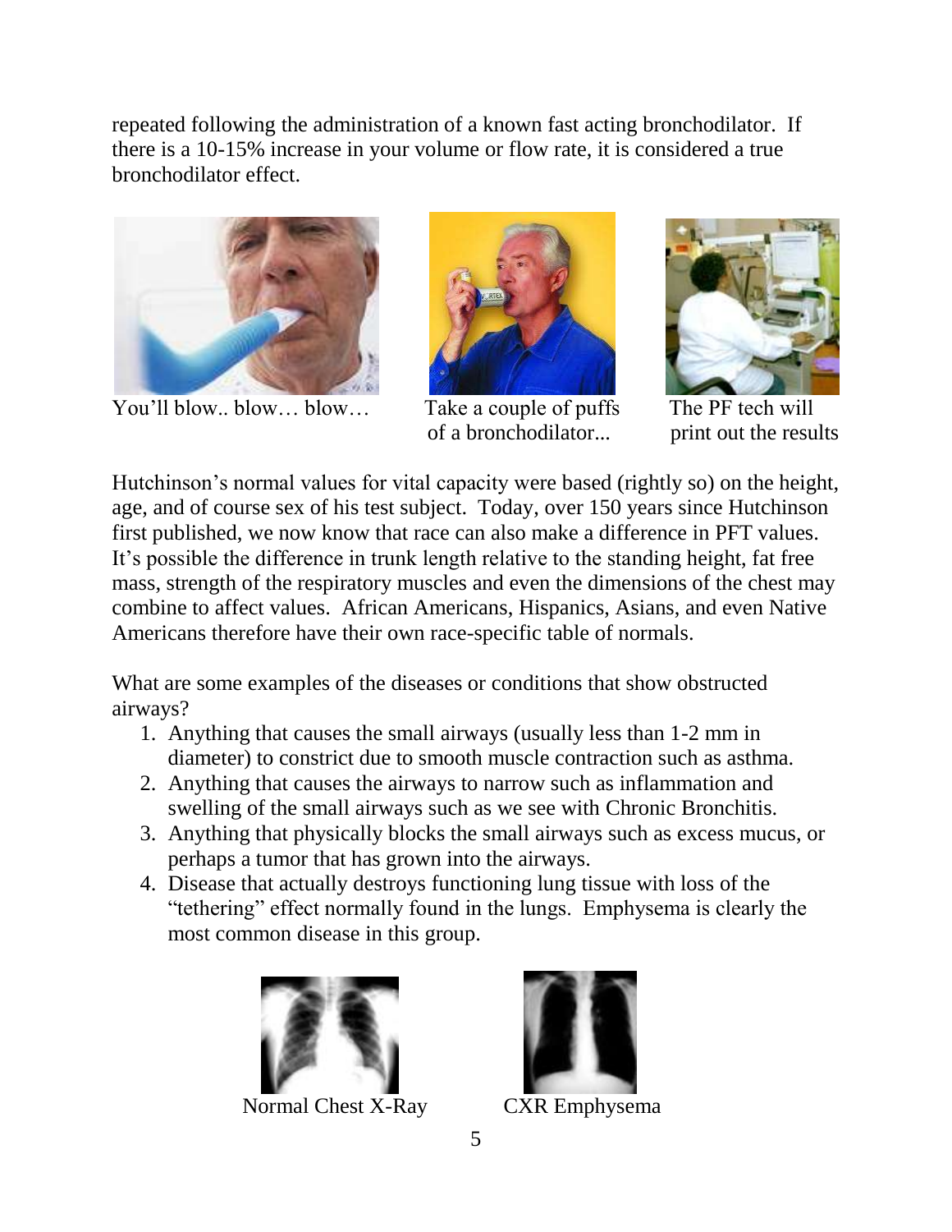repeated following the administration of a known fast acting bronchodilator. If there is a 10-15% increase in your volume or flow rate, it is considered a true bronchodilator effect.

You'll blow.. blow… blow…

Take a couple of puffs of a bronchodilator...

The PF tech will print out the results

Hutchinson's normal values for vital capacity were based (rightly so) on the height, age, and of course sex of his test subject. Today, over 150 years since Hutchinson first published, we now know that race can also make a difference in PFT values. It's possible the difference in trunk length relative to the standing height, fat free mass, strength of the respiratory muscles and even the dimensions of the chest may combine to affect values. African Americans, Hispanics, Asians, and even Native Americans therefore have their own race-specific table of normals.

What are some examples of the diseases or conditions that show obstructed airways?

1. Anything that causes the small airways (usually less than 1-2 mm in diameter) to constrict due to smooth muscle contraction such as asthma.
2. Anything that causes the airways to narrow such as inflammation and swelling of the small airways such as we see with Chronic Bronchitis.
3. Anything that physically blocks the small airways such as excess mucus, or perhaps a tumor that has grown into the airways.
4. Disease that actually destroys functioning lung tissue with loss of the "tethering" effect normally found in the lungs. Emphysema is clearly the most common disease in this group.

Normal Chest X-Ray

CXR Emphysema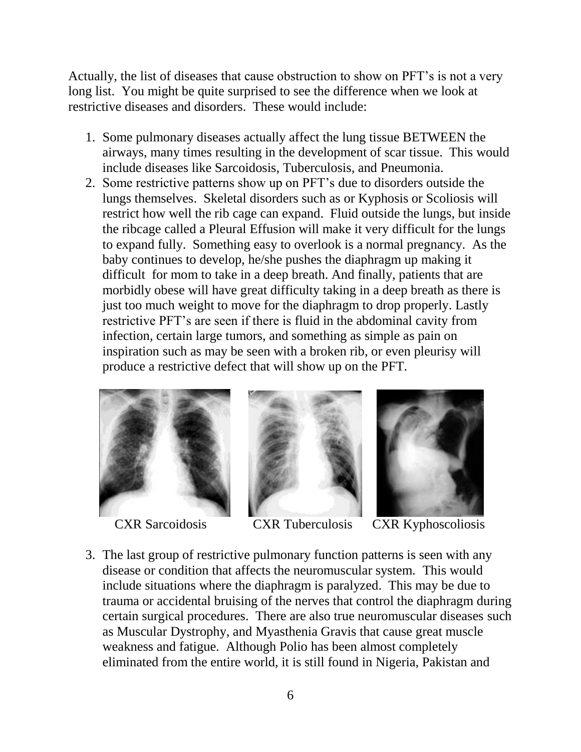Actually, the list of diseases that cause obstruction to show on PFT's is not a very long list. You might be quite surprised to see the difference when we look at restrictive diseases and disorders. These would include:

1. Some pulmonary diseases actually affect the lung tissue BETWEEN the airways, many times resulting in the development of scar tissue. This would include diseases like Sarcoidosis, Tuberculosis, and Pneumonia.
2. Some restrictive patterns show up on PFT's due to disorders outside the lungs themselves. Skeletal disorders such as or Kyphosis or Scoliosis will restrict how well the rib cage can expand. Fluid outside the lungs, but inside the ribcage called a Pleural Effusion will make it very difficult for the lungs to expand fully. Something easy to overlook is a normal pregnancy. As the baby continues to develop, he/she pushes the diaphragm up making it difficult for mom to take in a deep breath. And finally, patients that are morbidly obese will have great difficulty taking in a deep breath as there is just too much weight to move for the diaphragm to drop properly. Lastly restrictive PFT's are seen if there is fluid in the abdominal cavity from infection, certain large tumors, and something as simple as pain on inspiration such as may be seen with a broken rib, or even pleurisy will produce a restrictive defect that will show up on the PFT.

CXR Sarcoidosis

CXR Tuberculosis

CXR Kyphoscoliosis

3. The last group of restrictive pulmonary function patterns is seen with any disease or condition that affects the neuromuscular system. This would include situations where the diaphragm is paralyzed. This may be due to trauma or accidental bruising of the nerves that control the diaphragm during certain surgical procedures. There are also true neuromuscular diseases such as Muscular Dystrophy, and Myasthenia Gravis that cause great muscle weakness and fatigue. Although Polio has been almost completely eliminated from the entire world, it is still found in Nigeria, Pakistan and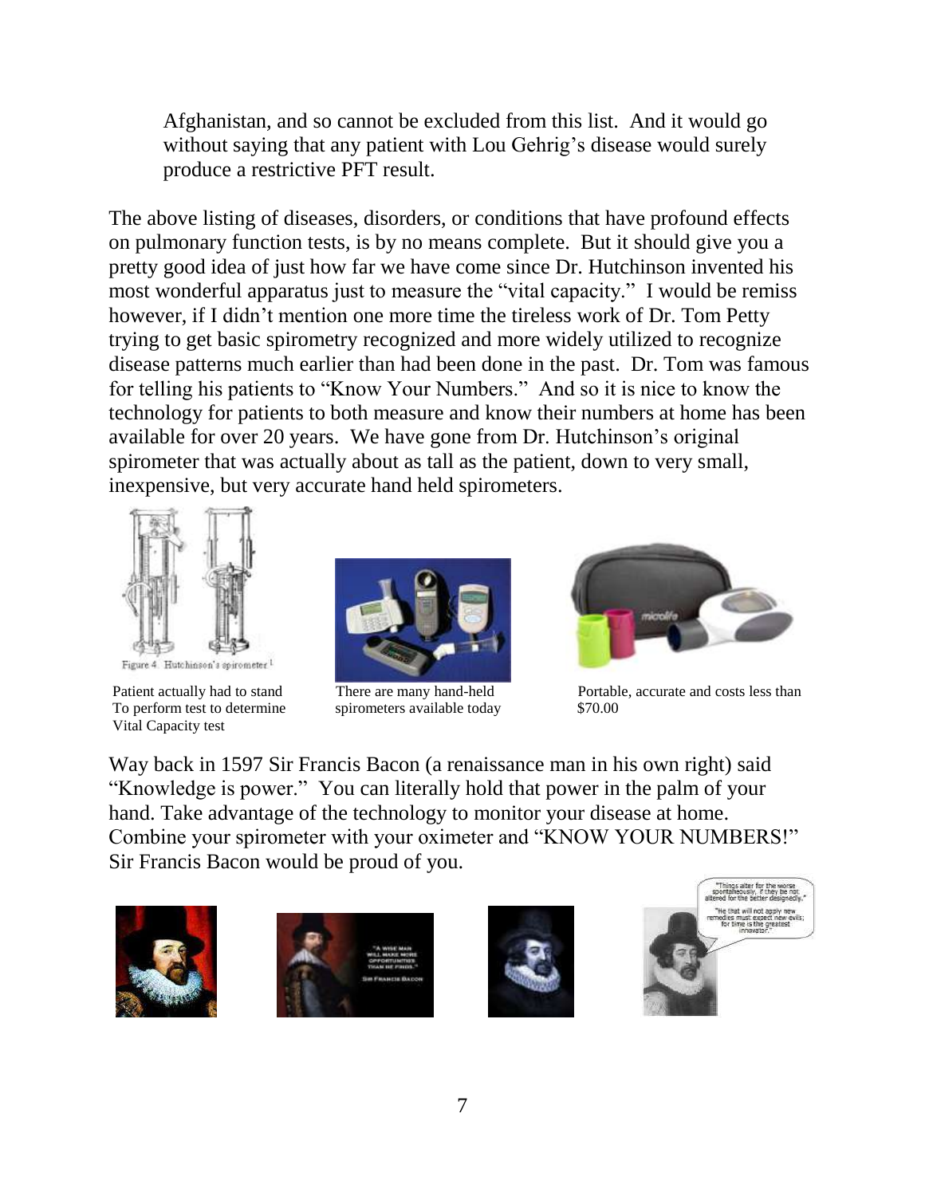Afghanistan, and so cannot be excluded from this list. And it would go without saying that any patient with Lou Gehrig's disease would surely produce a restrictive PFT result.

The above listing of diseases, disorders, or conditions that have profound effects on pulmonary function tests, is by no means complete. But it should give you a pretty good idea of just how far we have come since Dr. Hutchinson invented his most wonderful apparatus just to measure the "vital capacity." I would be remiss however, if I didn't mention one more time the tireless work of Dr. Tom Petty trying to get basic spirometry recognized and more widely utilized to recognize disease patterns much earlier than had been done in the past. Dr. Tom was famous for telling his patients to "Know Your Numbers." And so it is nice to know the technology for patients to both measure and know their numbers at home has been available for over 20 years. We have gone from Dr. Hutchinson's original spirometer that was actually about as tall as the patient, down to very small, inexpensive, but very accurate hand held spirometers.

Figure 4. Hutchinson's spirometer [1]

Patient actually had to stand To perform test to determine Vital Capacity test

There are many hand-held spirometers available today

Portable, accurate and costs less than $70.00

Way back in 1597 Sir Francis Bacon (a renaissance man in his own right) said "Knowledge is power." You can literally hold that power in the palm of your hand. Take advantage of the technology to monitor your disease at home. Combine your spirometer with your oximeter and "KNOW YOUR NUMBERS!" Sir Francis Bacon would be proud of you.